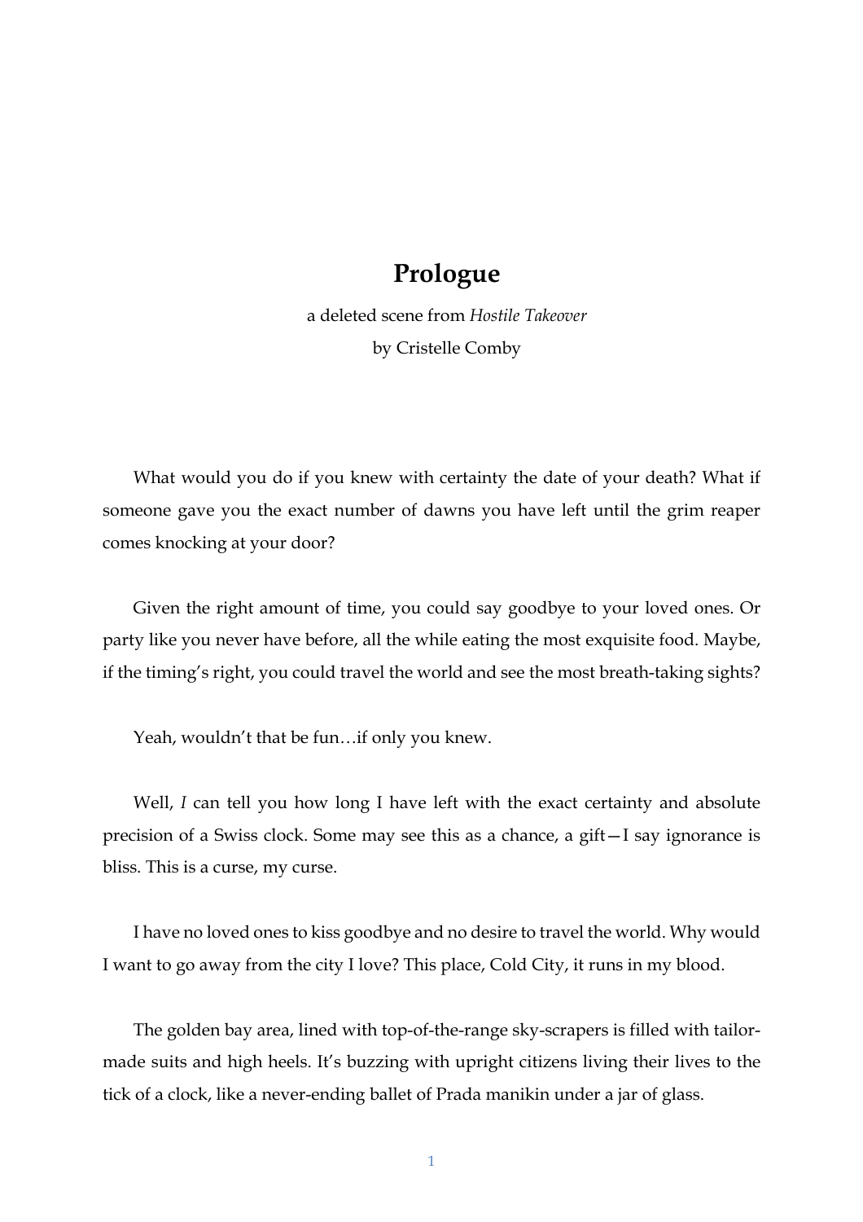# Prologue

a deleted scene from *Hostile Takeover*

by Cristelle Comby

What would you do if you knew with certainty the date of your death? What if someone gave you the exact number of dawns you have left until the grim reaper comes knocking at your door?

Given the right amount of time, you could say goodbye to your loved ones. Or party like you never have before, all the while eating the most exquisite food. Maybe, if the timing's right, you could travel the world and see the most breath-taking sights?

Yeah, wouldn't that be fun…if only you knew.

Well, *I* can tell you how long I have left with the exact certainty and absolute precision of a Swiss clock. Some may see this as a chance, a gift—I say ignorance is bliss. This is a curse, my curse.

I have no loved ones to kiss goodbye and no desire to travel the world. Why would I want to go away from the city I love? This place, Cold City, it runs in my blood.

The golden bay area, lined with top-of-the-range sky-scrapers is filled with tailor-made suits and high heels. It's buzzing with upright citizens living their lives to the tick of a clock, like a never-ending ballet of Prada manikin under a jar of glass.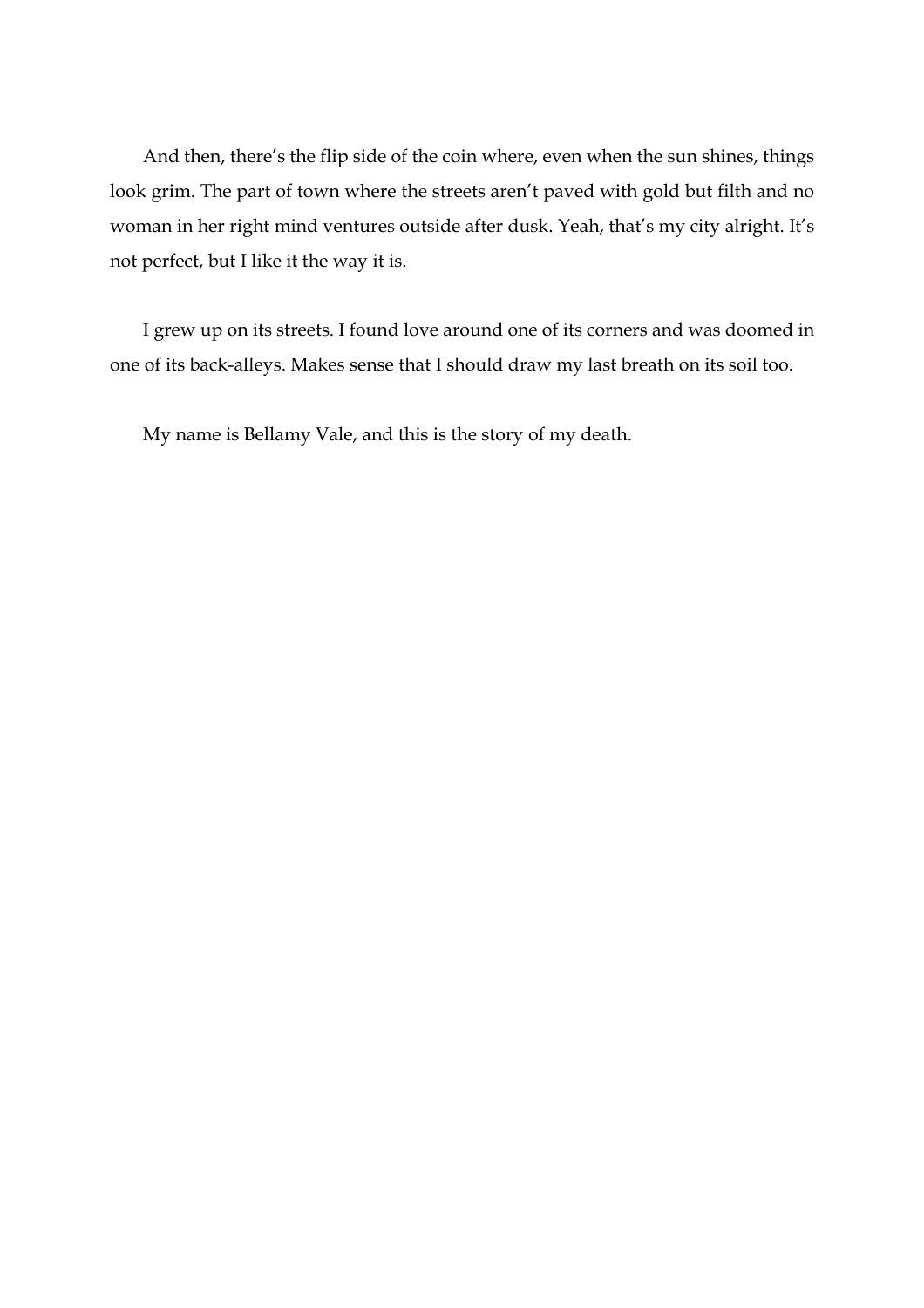And then, there's the flip side of the coin where, even when the sun shines, things look grim. The part of town where the streets aren't paved with gold but filth and no woman in her right mind ventures outside after dusk. Yeah, that's my city alright. It's not perfect, but I like it the way it is.

I grew up on its streets. I found love around one of its corners and was doomed in one of its back-alleys. Makes sense that I should draw my last breath on its soil too.

My name is Bellamy Vale, and this is the story of my death.